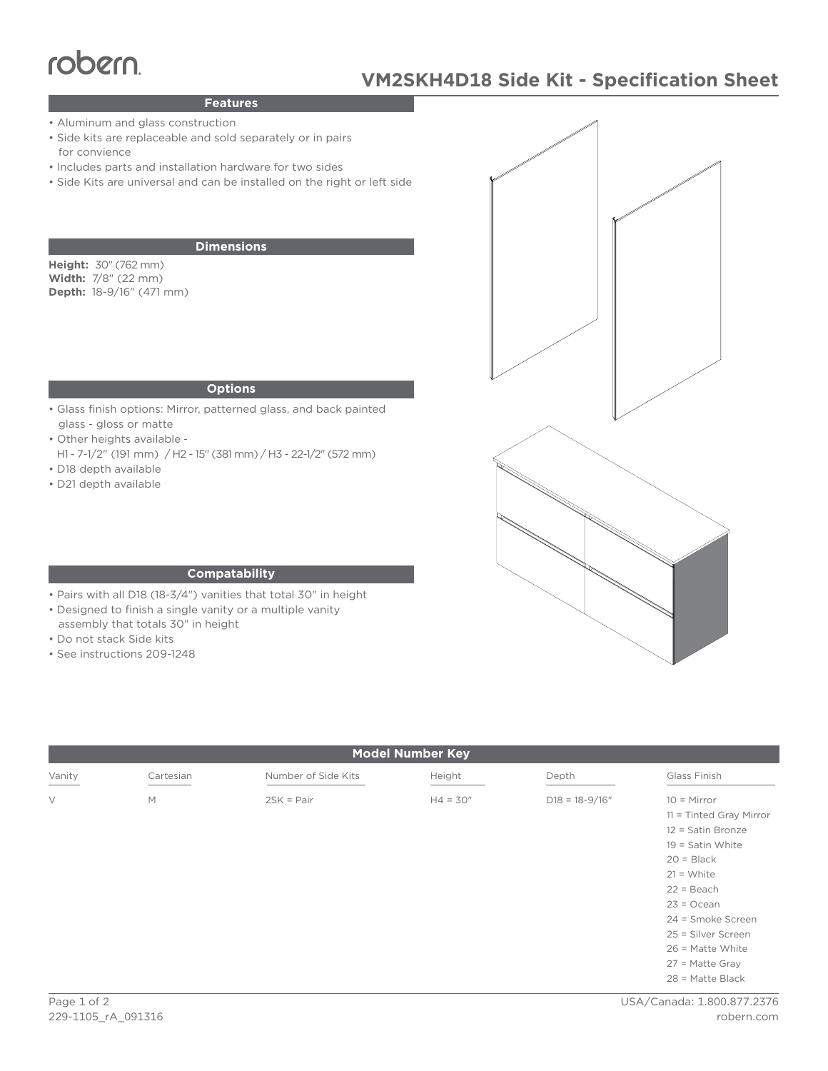robern.

# VM2SKH4D18 Side Kit - Specification Sheet

## Features

- Aluminum and glass construction
- Side kits are replaceable and sold separately or in pairs for convience
- Includes parts and installation hardware for two sides
- Side Kits are universal and can be installed on the right or left side

## Dimensions

**Height:** 30" (762 mm)
**Width:** 7/8" (22 mm)
**Depth:** 18-9/16" (471 mm)

## Options

- Glass finish options: Mirror, patterned glass, and back painted glass - gloss or matte
- Other heights available - H1 - 7-1/2" (191 mm) / H2 - 15" (381 mm) / H3 - 22-1/2" (572 mm)
- D18 depth available
- D21 depth available

## Compatability

- Pairs with all D18 (18-3/4") vanities that total 30" in height
- Designed to finish a single vanity or a multiple vanity assembly that totals 30" in height
- Do not stack Side kits
- See instructions 209-1248

## Model Number Key

| Vanity | Cartesian | Number of Side Kits | Height | Depth | Glass Finish |
|---|---|---|---|---|---|
| V | M | 2SK = Pair | H4 = 30" | D18 = 18-9/16" | 10 = Mirror |
| | | | | | 11 = Tinted Gray Mirror |
| | | | | | 12 = Satin Bronze |
| | | | | | 19 = Satin White |
| | | | | | 20 = Black |
| | | | | | 21 = White |
| | | | | | 22 = Beach |
| | | | | | 23 = Ocean |
| | | | | | 24 = Smoke Screen |
| | | | | | 25 = Silver Screen |
| | | | | | 26 = Matte White |
| | | | | | 27 = Matte Gray |
| | | | | | 28 = Matte Black |

229-1105_rA_091316

USA/Canada: 1.800.877.2376
robern.com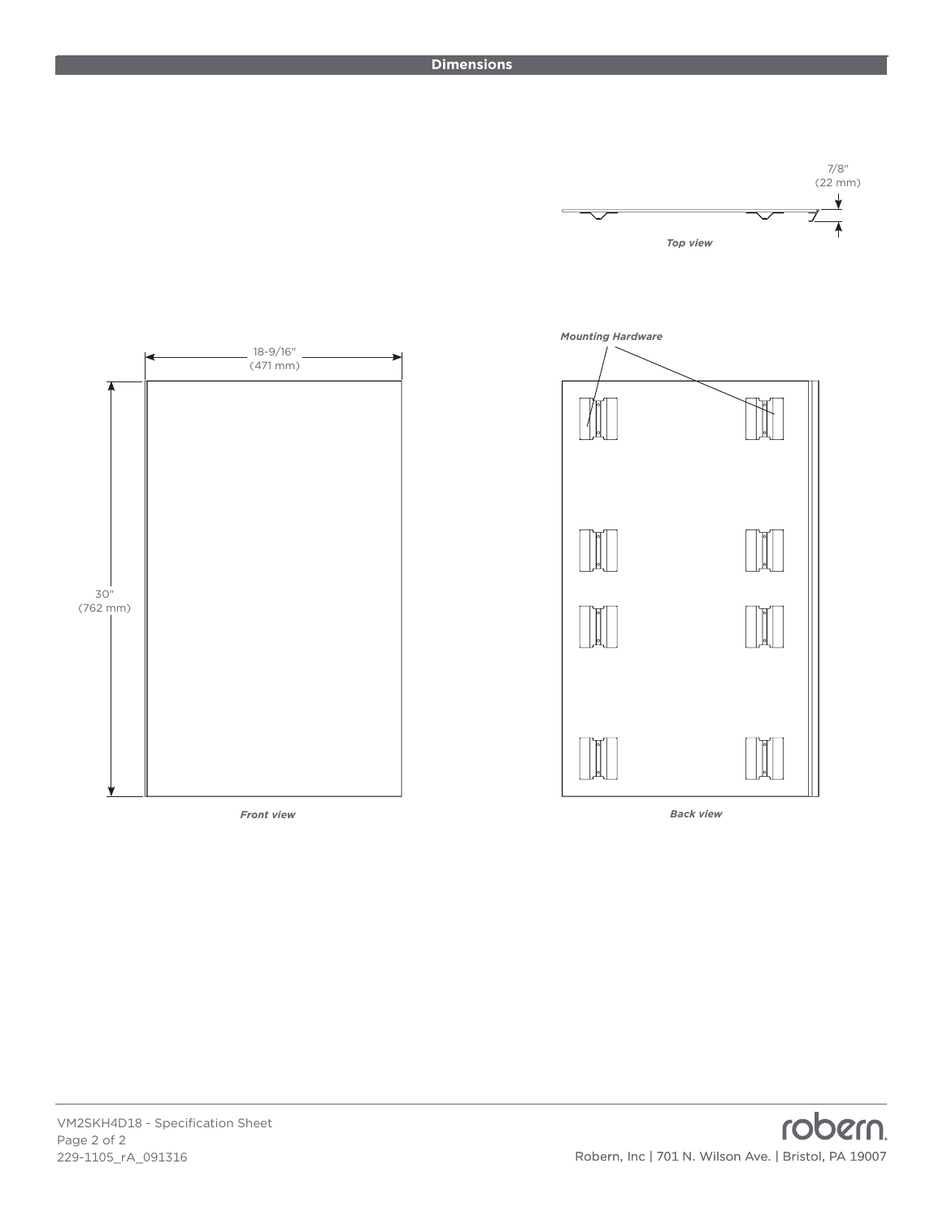## Dimensions

7/8"
(22 mm)

*Top view*

18-9/16"
(471 mm)

30"
(762 mm)

*Front view*

*Mounting Hardware*

*Back view*

VM2SKH4D18 - Specification Sheet
229-1105_rA_091316

robern

Robern, Inc | 701 N. Wilson Ave. | Bristol, PA 19007